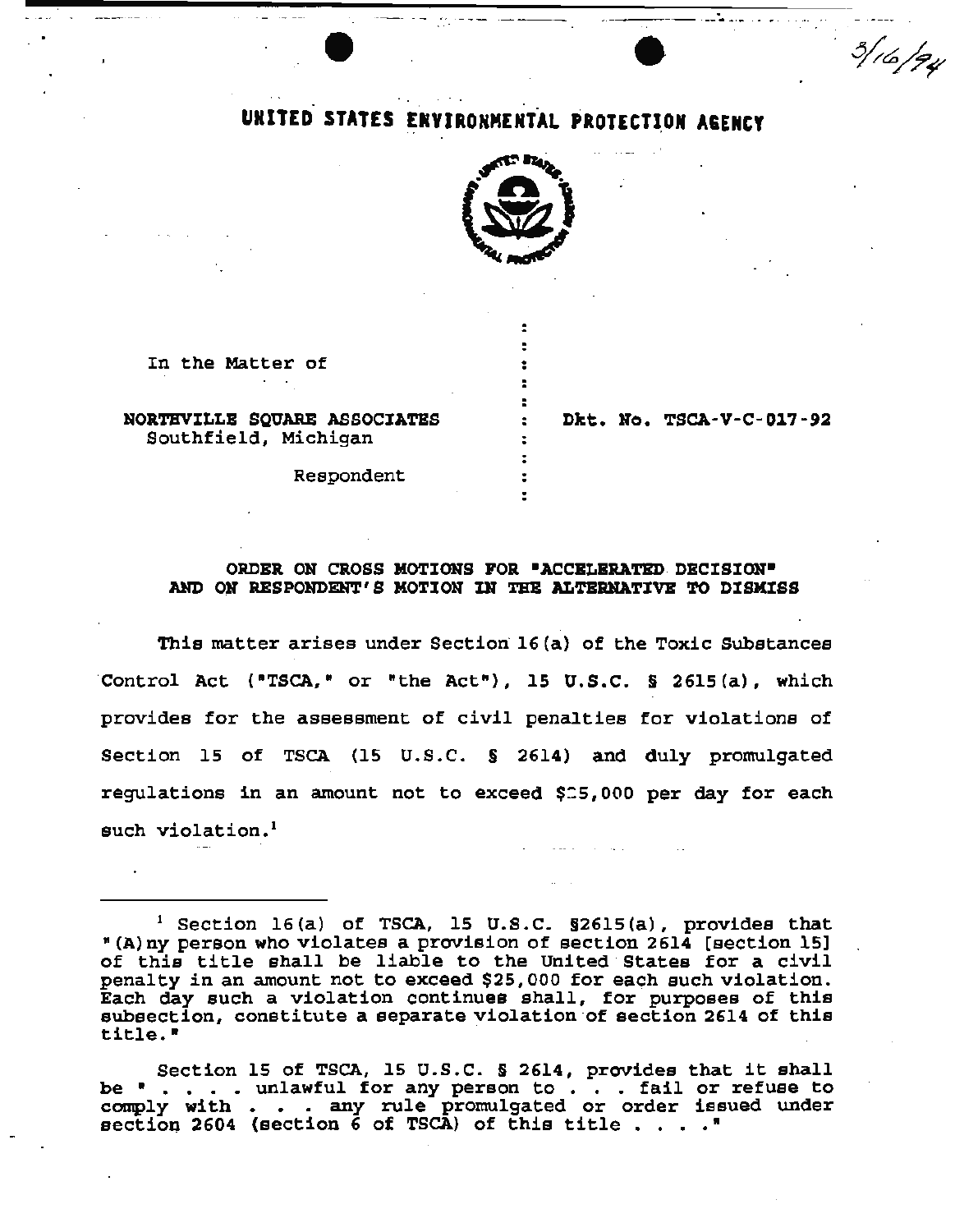3/16/94

# UNITED STATES ENVIRONMENTAL PROTECTION AGENCY

In the Matter of

NORTHVILLE SQUARE ASSOCIATES
Southfield, Michigan

Respondent

Dkt. No. TSCA-V-C-017-92

## ORDER ON CROSS MOTIONS FOR "ACCELERATED DECISION" AND ON RESPONDENT'S MOTION IN THE ALTERNATIVE TO DISMISS

This matter arises under Section 16(a) of the Toxic Substances Control Act ("TSCA," or "the Act"), 15 U.S.C. § 2615(a), which provides for the assessment of civil penalties for violations of Section 15 of TSCA (15 U.S.C. § 2614) and duly promulgated regulations in an amount not to exceed $25,000 per day for each such violation.[1]

---

[1] Section 16(a) of TSCA, 15 U.S.C. §2615(a), provides that "(A)ny person who violates a provision of section 2614 [section 15] of this title shall be liable to the United States for a civil penalty in an amount not to exceed $25,000 for each such violation. Each day such a violation continues shall, for purposes of this subsection, constitute a separate violation of section 2614 of this title."

Section 15 of TSCA, 15 U.S.C. § 2614, provides that it shall be " . . . . unlawful for any person to . . . fail or refuse to comply with . . . any rule promulgated or order issued under section 2604 (section 6 of TSCA) of this title . . . ."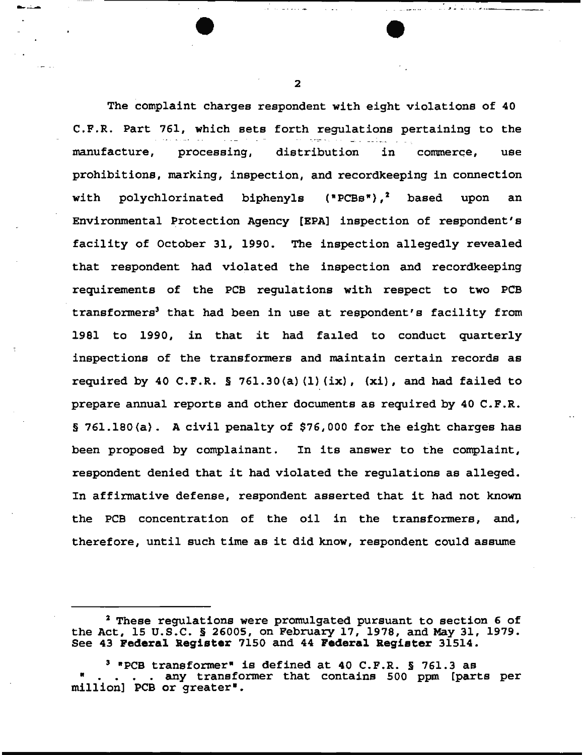The complaint charges respondent with eight violations of 40 C.F.R. Part 761, which sets forth regulations pertaining to the manufacture, processing, distribution in commerce, use prohibitions, marking, inspection, and recordkeeping in connection with polychlorinated biphenyls ("PCBs"),[2] based upon an Environmental Protection Agency [EPA] inspection of respondent's facility of October 31, 1990. The inspection allegedly revealed that respondent had violated the inspection and recordkeeping requirements of the PCB regulations with respect to two PCB transformers[3] that had been in use at respondent's facility from 1981 to 1990, in that it had failed to conduct quarterly inspections of the transformers and maintain certain records as required by 40 C.F.R. § 761.30(a)(1)(ix), (xi), and had failed to prepare annual reports and other documents as required by 40 C.F.R. § 761.180(a). A civil penalty of $76,000 for the eight charges has been proposed by complainant. In its answer to the complaint, respondent denied that it had violated the regulations as alleged. In affirmative defense, respondent asserted that it had not known the PCB concentration of the oil in the transformers, and, therefore, until such time as it did know, respondent could assume

---

[2] These regulations were promulgated pursuant to section 6 of the Act, 15 U.S.C. § 26005, on February 17, 1978, and May 31, 1979. See 43 **Federal Register** 7150 and 44 **Federal Register** 31514.

[3] "PCB transformer" is defined at 40 C.F.R. § 761.3 as " . . . . any transformer that contains 500 ppm [parts per million] PCB or greater".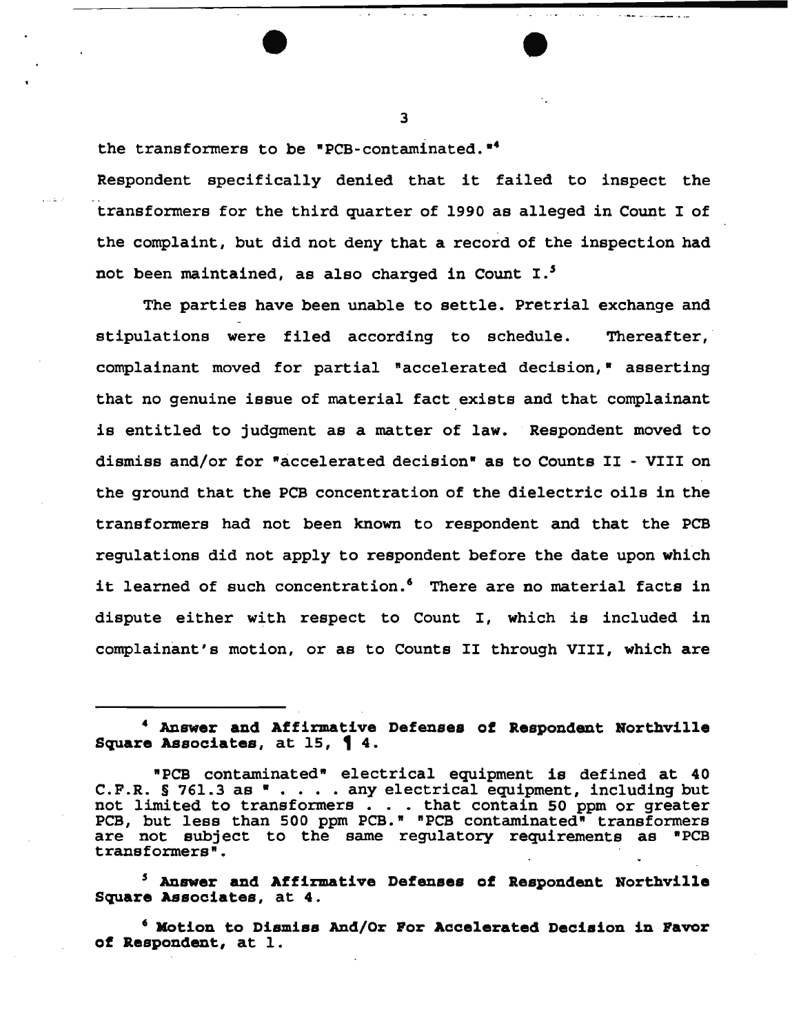the transformers to be "PCB-contaminated."[4]

Respondent specifically denied that it failed to inspect the transformers for the third quarter of 1990 as alleged in Count I of the complaint, but did not deny that a record of the inspection had not been maintained, as also charged in Count I.[5]

The parties have been unable to settle. Pretrial exchange and stipulations were filed according to schedule. Thereafter, complainant moved for partial "accelerated decision," asserting that no genuine issue of material fact exists and that complainant is entitled to judgment as a matter of law. Respondent moved to dismiss and/or for "accelerated decision" as to Counts II - VIII on the ground that the PCB concentration of the dielectric oils in the transformers had not been known to respondent and that the PCB regulations did not apply to respondent before the date upon which it learned of such concentration.[6] There are no material facts in dispute either with respect to Count I, which is included in complainant's motion, or as to Counts II through VIII, which are

---

[4] **Answer and Affirmative Defenses of Respondent Northville Square Associates**, at 15, ¶ 4.

"PCB contaminated" electrical equipment is defined at 40 C.F.R. § 761.3 as " . . . . any electrical equipment, including but not limited to transformers . . . that contain 50 ppm or greater PCB, but less than 500 ppm PCB." "PCB contaminated" transformers are not subject to the same regulatory requirements as "PCB transformers".

[5] **Answer and Affirmative Defenses of Respondent Northville Square Associates**, at 4.

[6] **Motion to Dismiss And/Or For Accelerated Decision in Favor of Respondent**, at 1.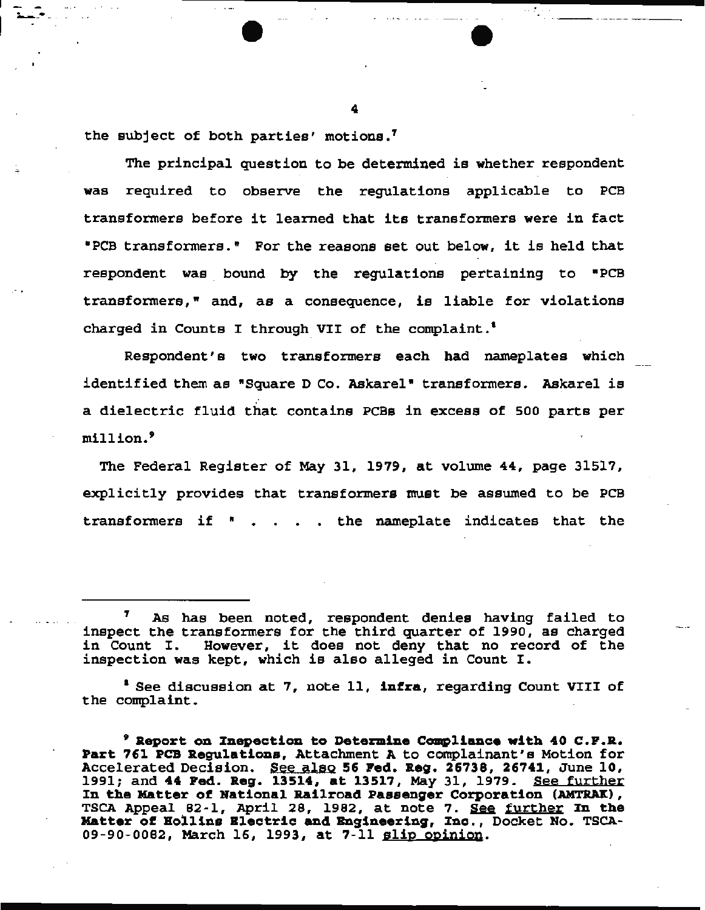the subject of both parties' motions.[7]

The principal question to be determined is whether respondent was required to observe the regulations applicable to PCB transformers before it learned that its transformers were in fact "PCB transformers." For the reasons set out below, it is held that respondent was bound by the regulations pertaining to "PCB transformers," and, as a consequence, is liable for violations charged in Counts I through VII of the complaint.[8]

Respondent's two transformers each had nameplates which identified them as "Square D Co. Askarel" transformers. Askarel is a dielectric fluid that contains PCBs in excess of 500 parts per million.[9]

The Federal Register of May 31, 1979, at volume 44, page 31517, explicitly provides that transformers must be assumed to be PCB transformers if " . . . . the nameplate indicates that the

---

[7] As has been noted, respondent denies having failed to inspect the transformers for the third quarter of 1990, as charged in Count I. However, it does not deny that no record of the inspection was kept, which is also alleged in Count I.

[8] See discussion at 7, note 11, **infra**, regarding Count VIII of the complaint.

[9] **Report on Inspection to Determine Compliance with 40 C.F.R. Part 761 PCB Regulations**, Attachment A to complainant's Motion for Accelerated Decision. See also **56 Fed. Reg. 26738, 26741**, June 10, 1991; and **44 Fed. Reg. 13514, at 13517**, May 31, 1979. See further **In the Matter of National Railroad Passenger Corporation (AMTRAK)**, TSCA Appeal 82-1, April 28, 1982, at note 7. See further **In the Matter of Hollins Electric and Engineering, Inc.**, Docket No. TSCA-09-90-0082, March 16, 1993, at 7-11 slip opinion.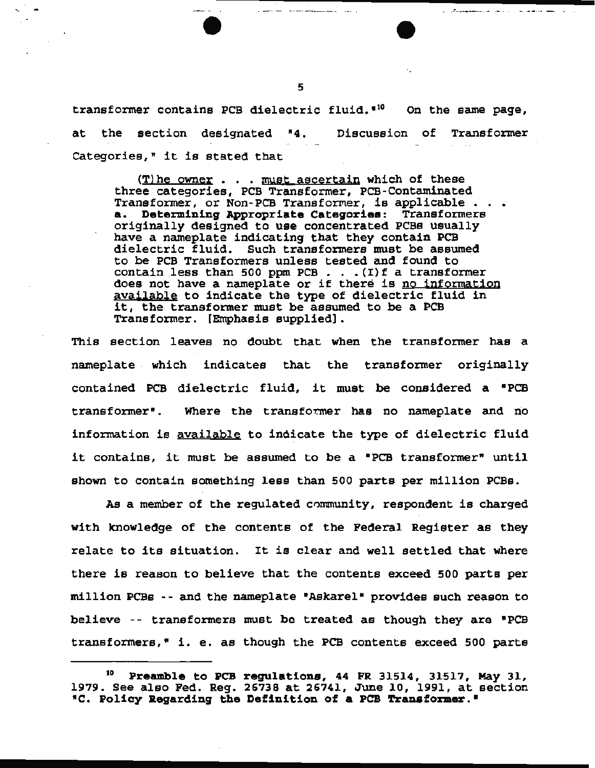transformer contains PCB dielectric fluid."[10] On the same page, at the section designated "4. Discussion of Transformer Categories," it is stated that

> (T)he owner . . . must ascertain which of these three categories, PCB Transformer, PCB-Contaminated Transformer, or Non-PCB Transformer, is applicable . . . **a. Determining Appropriate Categories**: Transformers originally designed to use concentrated PCBs usually have a nameplate indicating that they contain PCB dielectric fluid. Such transformers must be assumed to be PCB Transformers unless tested and found to contain less than 500 ppm PCB . . . (I)f a transformer does not have a nameplate or if there is no information available to indicate the type of dielectric fluid in it, the transformer must be assumed to be a PCB Transformer. [Emphasis supplied].

This section leaves no doubt that when the transformer has a nameplate which indicates that the transformer originally contained PCB dielectric fluid, it must be considered a "PCB transformer". Where the transformer has no nameplate and no information is available to indicate the type of dielectric fluid it contains, it must be assumed to be a "PCB transformer" until shown to contain something less than 500 parts per million PCBs.

As a member of the regulated community, respondent is charged with knowledge of the contents of the Federal Register as they relate to its situation. It is clear and well settled that where there is reason to believe that the contents exceed 500 parts per million PCBs -- and the nameplate "Askarel" provides such reason to believe -- transformers must be treated as though they are "PCB transformers," i. e. as though the PCB contents exceed 500 parts

---

[10] **Preamble to PCB regulations**, 44 FR 31514, 31517, May 31, 1979. See also Fed. Reg. 26738 at 26741, June 10, 1991, at section "**C. Policy Regarding the Definition of a PCB Transformer.**"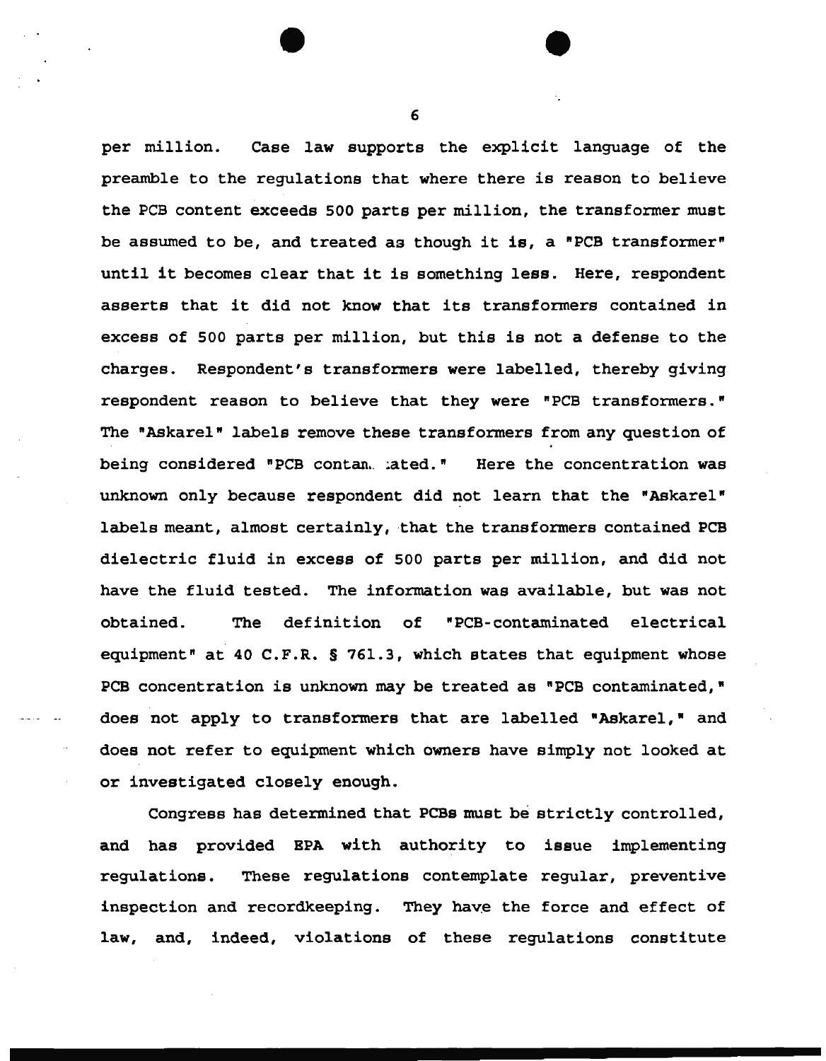per million. Case law supports the explicit language of the preamble to the regulations that where there is reason to believe the PCB content exceeds 500 parts per million, the transformer must be assumed to be, and treated as though it is, a "PCB transformer" until it becomes clear that it is something less. Here, respondent asserts that it did not know that its transformers contained in excess of 500 parts per million, but this is not a defense to the charges. Respondent's transformers were labelled, thereby giving respondent reason to believe that they were "PCB transformers." The "Askarel" labels remove these transformers from any question of being considered "PCB contaminated." Here the concentration was unknown only because respondent did not learn that the "Askarel" labels meant, almost certainly, that the transformers contained PCB dielectric fluid in excess of 500 parts per million, and did not have the fluid tested. The information was available, but was not obtained. The definition of "PCB-contaminated electrical equipment" at 40 C.F.R. § 761.3, which states that equipment whose PCB concentration is unknown may be treated as "PCB contaminated," does not apply to transformers that are labelled "Askarel," and does not refer to equipment which owners have simply not looked at or investigated closely enough.

Congress has determined that PCBs must be strictly controlled, and has provided EPA with authority to issue implementing regulations. These regulations contemplate regular, preventive inspection and recordkeeping. They have the force and effect of law, and, indeed, violations of these regulations constitute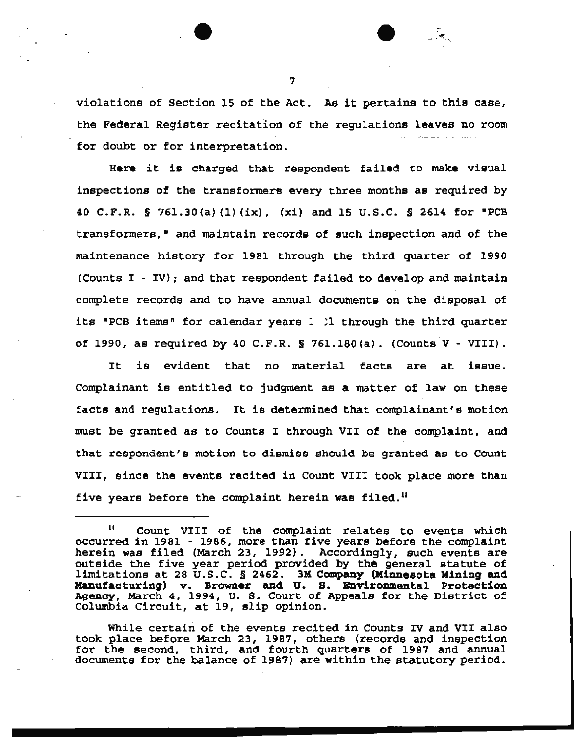violations of Section 15 of the Act. As it pertains to this case, the Federal Register recitation of the regulations leaves no room for doubt or for interpretation.

Here it is charged that respondent failed to make visual inspections of the transformers every three months as required by 40 C.F.R. § 761.30(a)(1)(ix), (xi) and 15 U.S.C. § 2614 for "PCB transformers," and maintain records of such inspection and of the maintenance history for 1981 through the third quarter of 1990 (Counts I - IV); and that respondent failed to develop and maintain complete records and to have annual documents on the disposal of its "PCB items" for calendar years 1981 through the third quarter of 1990, as required by 40 C.F.R. § 761.180(a). (Counts V - VIII).

It is evident that no material facts are at issue. Complainant is entitled to judgment as a matter of law on these facts and regulations. It is determined that complainant's motion must be granted as to Counts I through VII of the complaint, and that respondent's motion to dismiss should be granted as to Count VIII, since the events recited in Count VIII took place more than five years before the complaint herein was filed.[11]

---

[11] Count VIII of the complaint relates to events which occurred in 1981 - 1986, more than five years before the complaint herein was filed (March 23, 1992). Accordingly, such events are outside the five year period provided by the general statute of limitations at 28 U.S.C. § 2462. **3M Company (Minnesota Mining and Manufacturing) v. Browner and U. S. Environmental Protection Agency**, March 4, 1994, U. S. Court of Appeals for the District of Columbia Circuit, at 19, slip opinion.

While certain of the events recited in Counts IV and VII also took place before March 23, 1987, others (records and inspection for the second, third, and fourth quarters of 1987 and annual documents for the balance of 1987) are within the statutory period.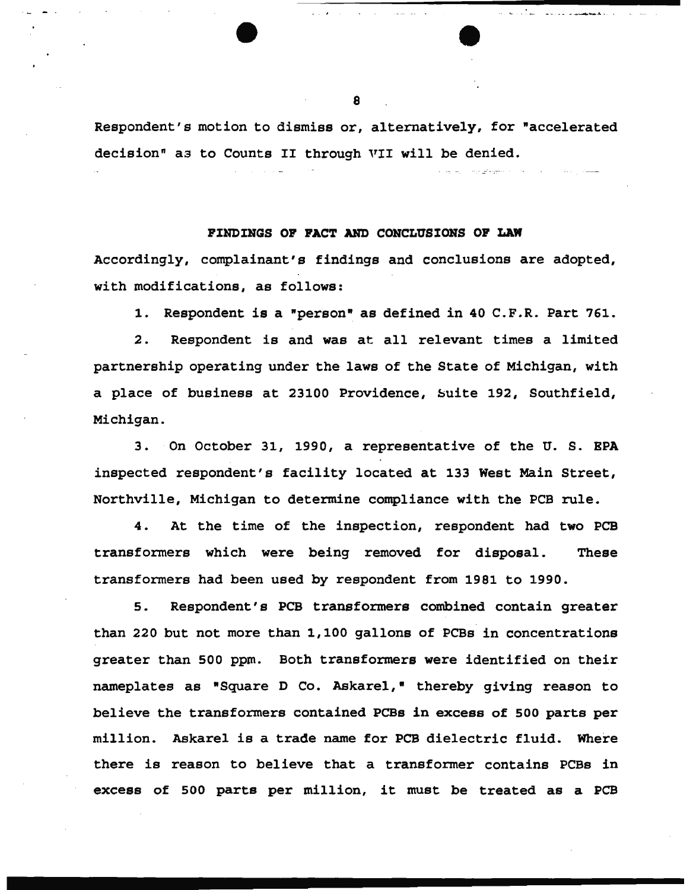Respondent's motion to dismiss or, alternatively, for "accelerated decision" as to Counts II through VII will be denied.

**FINDINGS OF FACT AND CONCLUSIONS OF LAW**

Accordingly, complainant's findings and conclusions are adopted, with modifications, as follows:

1. Respondent is a "person" as defined in 40 C.F.R. Part 761.

2. Respondent is and was at all relevant times a limited partnership operating under the laws of the State of Michigan, with a place of business at 23100 Providence, Suite 192, Southfield, Michigan.

3. On October 31, 1990, a representative of the U. S. EPA inspected respondent's facility located at 133 West Main Street, Northville, Michigan to determine compliance with the PCB rule.

4. At the time of the inspection, respondent had two PCB transformers which were being removed for disposal. These transformers had been used by respondent from 1981 to 1990.

5. Respondent's PCB transformers combined contain greater than 220 but not more than 1,100 gallons of PCBs in concentrations greater than 500 ppm. Both transformers were identified on their nameplates as "Square D Co. Askarel," thereby giving reason to believe the transformers contained PCBs in excess of 500 parts per million. Askarel is a trade name for PCB dielectric fluid. Where there is reason to believe that a transformer contains PCBs in excess of 500 parts per million, it must be treated as a PCB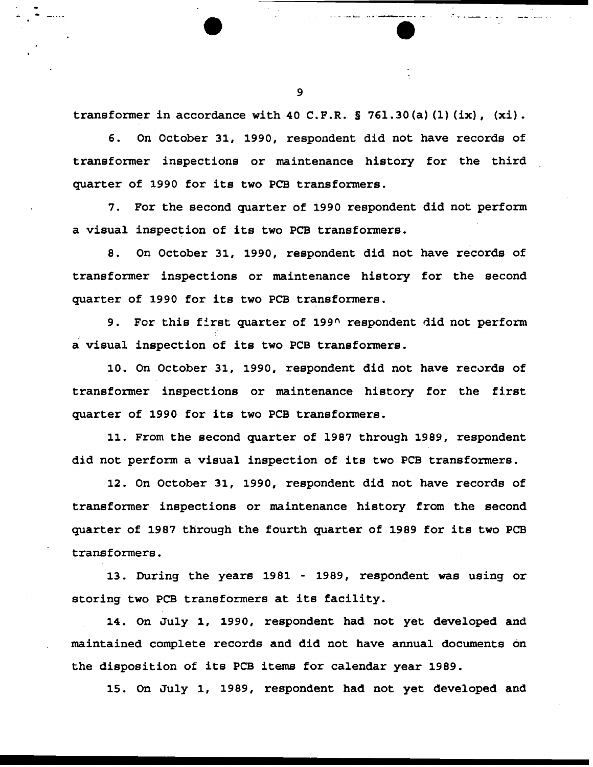transformer in accordance with 40 C.F.R. § 761.30(a)(1)(ix), (xi).

6. On October 31, 1990, respondent did not have records of transformer inspections or maintenance history for the third quarter of 1990 for its two PCB transformers.

7. For the second quarter of 1990 respondent did not perform a visual inspection of its two PCB transformers.

8. On October 31, 1990, respondent did not have records of transformer inspections or maintenance history for the second quarter of 1990 for its two PCB transformers.

9. For this first quarter of 1990 respondent did not perform a visual inspection of its two PCB transformers.

10. On October 31, 1990, respondent did not have records of transformer inspections or maintenance history for the first quarter of 1990 for its two PCB transformers.

11. From the second quarter of 1987 through 1989, respondent did not perform a visual inspection of its two PCB transformers.

12. On October 31, 1990, respondent did not have records of transformer inspections or maintenance history from the second quarter of 1987 through the fourth quarter of 1989 for its two PCB transformers.

13. During the years 1981 - 1989, respondent was using or storing two PCB transformers at its facility.

14. On July 1, 1990, respondent had not yet developed and maintained complete records and did not have annual documents on the disposition of its PCB items for calendar year 1989.

15. On July 1, 1989, respondent had not yet developed and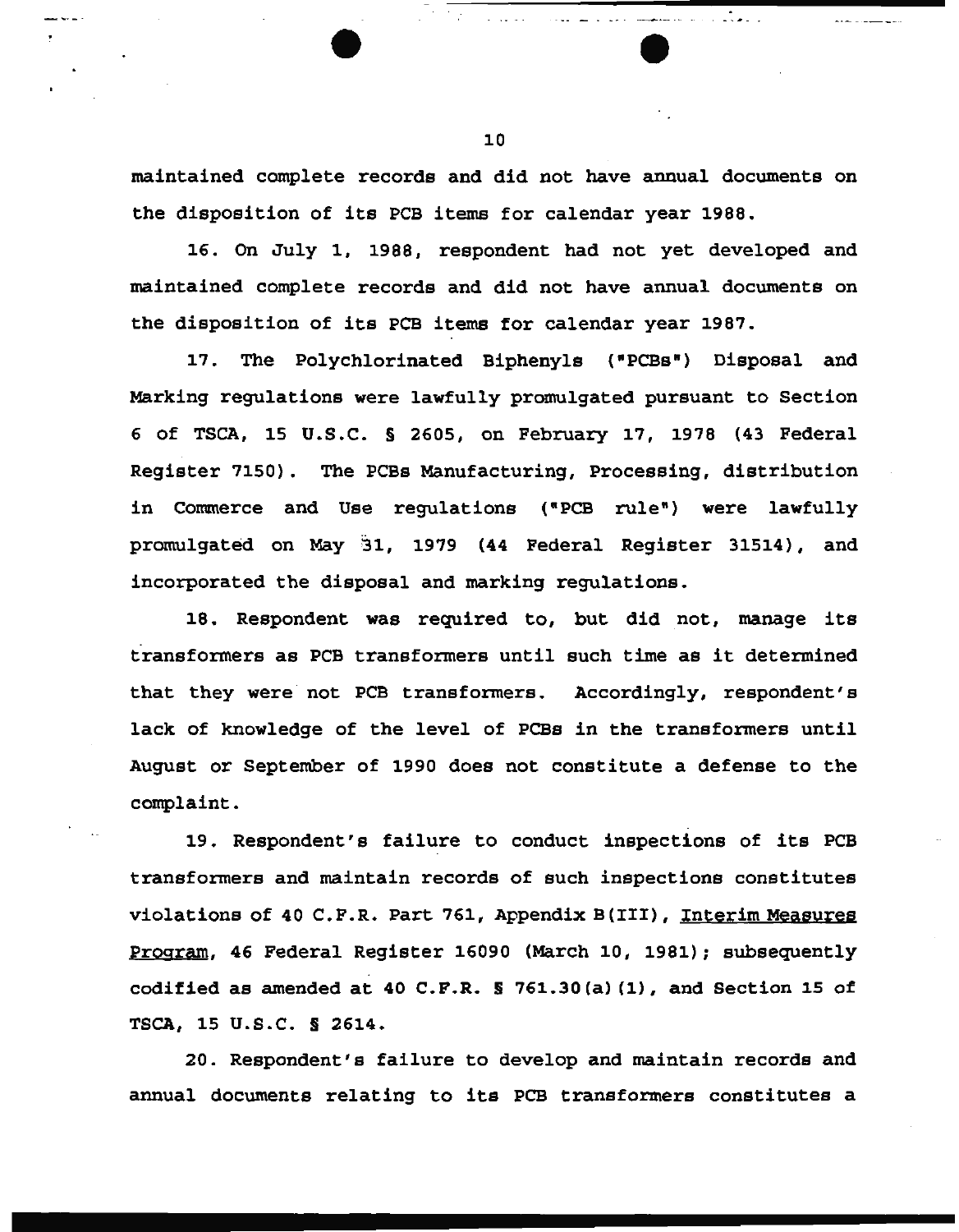maintained complete records and did not have annual documents on the disposition of its PCB items for calendar year 1988.

16. On July 1, 1988, respondent had not yet developed and maintained complete records and did not have annual documents on the disposition of its PCB items for calendar year 1987.

17. The Polychlorinated Biphenyls ("PCBs") Disposal and Marking regulations were lawfully promulgated pursuant to Section 6 of TSCA, 15 U.S.C. § 2605, on February 17, 1978 (43 Federal Register 7150). The PCBs Manufacturing, Processing, distribution in Commerce and Use regulations ("PCB rule") were lawfully promulgated on May 31, 1979 (44 Federal Register 31514), and incorporated the disposal and marking regulations.

18. Respondent was required to, but did not, manage its transformers as PCB transformers until such time as it determined that they were not PCB transformers. Accordingly, respondent's lack of knowledge of the level of PCBs in the transformers until August or September of 1990 does not constitute a defense to the complaint.

19. Respondent's failure to conduct inspections of its PCB transformers and maintain records of such inspections constitutes violations of 40 C.F.R. Part 761, Appendix B(III), Interim Measures Program, 46 Federal Register 16090 (March 10, 1981); subsequently codified as amended at 40 C.F.R. § 761.30(a)(1), and Section 15 of TSCA, 15 U.S.C. § 2614.

20. Respondent's failure to develop and maintain records and annual documents relating to its PCB transformers constitutes a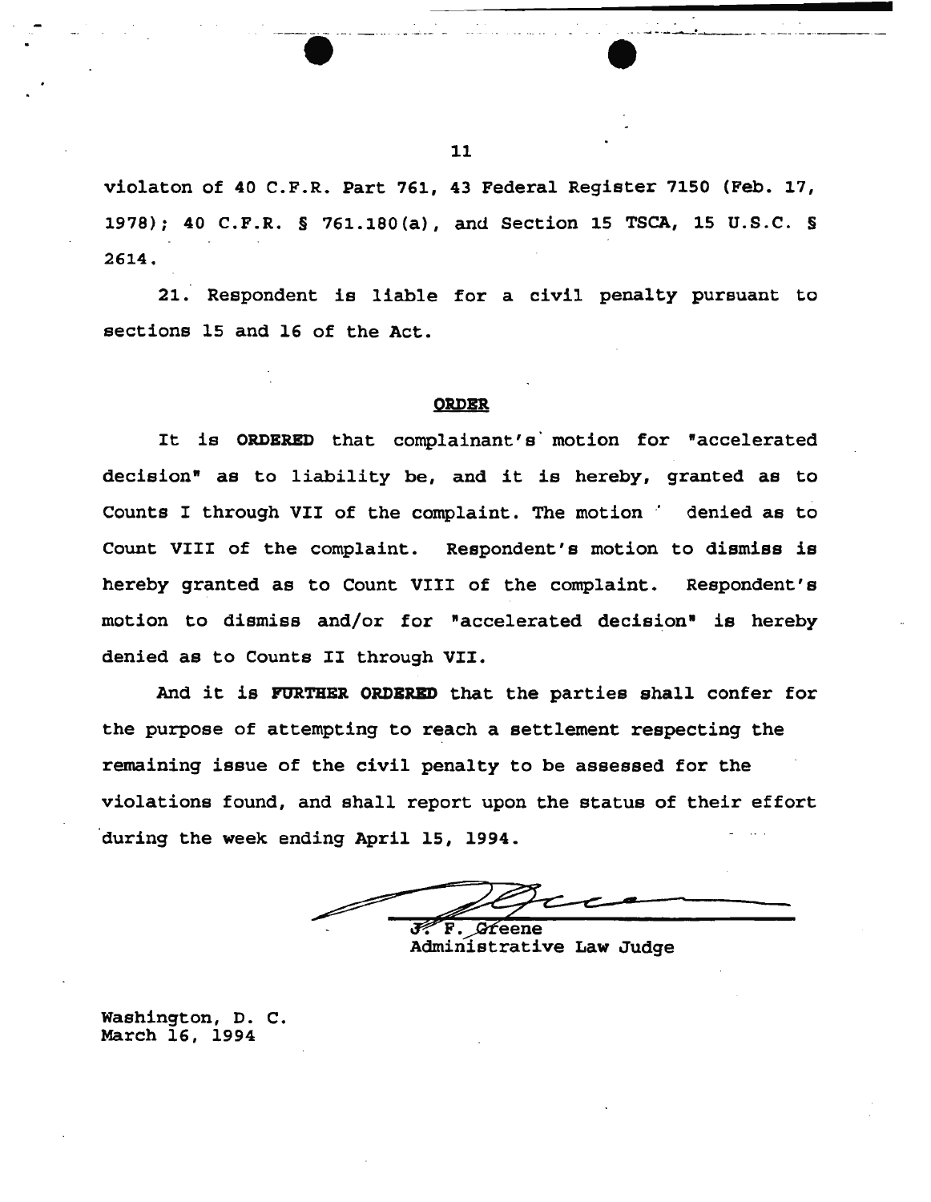violaton of 40 C.F.R. Part 761, 43 Federal Register 7150 (Feb. 17, 1978); 40 C.F.R. § 761.180(a), and Section 15 TSCA, 15 U.S.C. § 2614.

21. Respondent is liable for a civil penalty pursuant to sections 15 and 16 of the Act.

## ORDER

It is **ORDERED** that complainant's motion for "accelerated decision" as to liability be, and it is hereby, granted as to Counts I through VII of the complaint. The motion denied as to Count VIII of the complaint. Respondent's motion to dismiss is hereby granted as to Count VIII of the complaint. Respondent's motion to dismiss and/or for "accelerated decision" is hereby denied as to Counts II through VII.

And it is **FURTHER ORDERED** that the parties shall confer for the purpose of attempting to reach a settlement respecting the remaining issue of the civil penalty to be assessed for the violations found, and shall report upon the status of their effort during the week ending April 15, 1994.

J. F. Greene
Administrative Law Judge

Washington, D. C.
March 16, 1994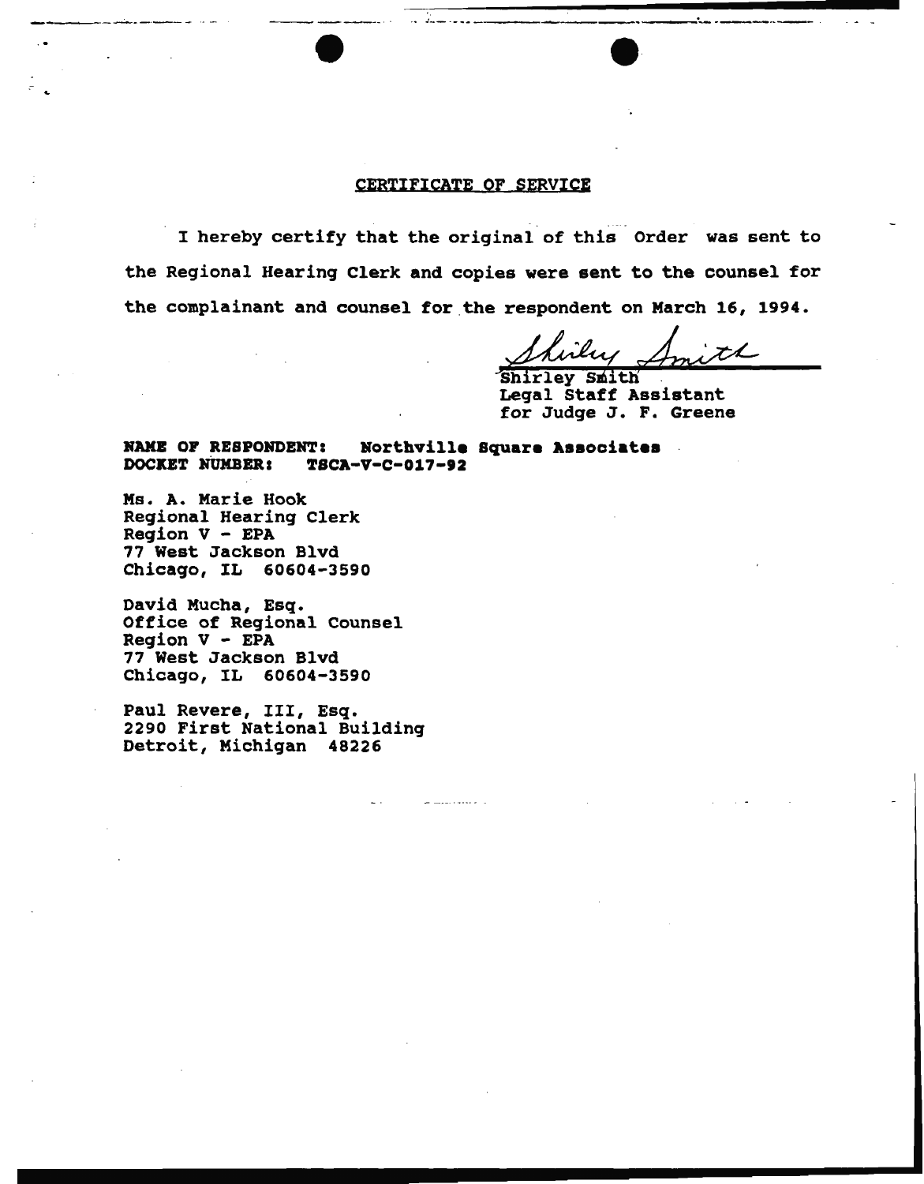## CERTIFICATE OF SERVICE

I hereby certify that the original of this Order was sent to the Regional Hearing Clerk and copies were sent to the counsel for the complainant and counsel for the respondent on March 16, 1994.

Shirley Smith
Shirley Smith
Legal Staff Assistant
for Judge J. F. Greene

**NAME OF RESPONDENT: Northville Square Associates**
**DOCKET NUMBER: TSCA-V-C-017-92**

Ms. A. Marie Hook
Regional Hearing Clerk
Region V - EPA
77 West Jackson Blvd
Chicago, IL 60604-3590

David Mucha, Esq.
Office of Regional Counsel
Region V - EPA
77 West Jackson Blvd
Chicago, IL 60604-3590

Paul Revere, III, Esq.
2290 First National Building
Detroit, Michigan 48226